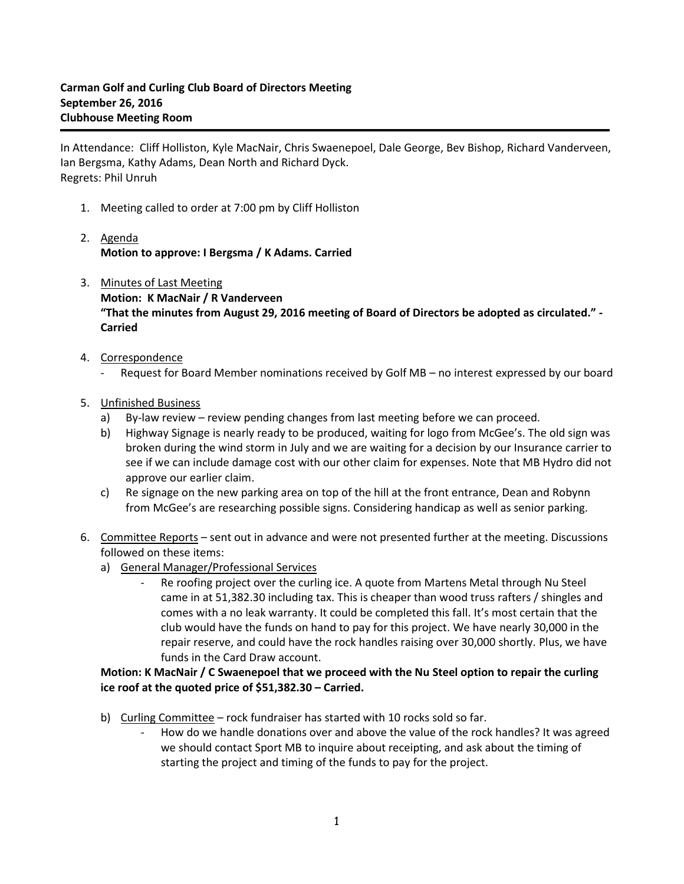**Carman Golf and Curling Club Board of Directors Meeting**
**September 26, 2016**
**Clubhouse Meeting Room**

---

In Attendance: Cliff Holliston, Kyle MacNair, Chris Swaenepoel, Dale George, Bev Bishop, Richard Vanderveen, Ian Bergsma, Kathy Adams, Dean North and Richard Dyck.
Regrets: Phil Unruh

1. Meeting called to order at 7:00 pm by Cliff Holliston

2. <u>Agenda</u>
   **Motion to approve: I Bergsma / K Adams. Carried**

3. <u>Minutes of Last Meeting</u>
   **Motion: K MacNair / R Vanderveen**
   **"That the minutes from August 29, 2016 meeting of Board of Directors be adopted as circulated." - Carried**

4. <u>Correspondence</u>
   - Request for Board Member nominations received by Golf MB – no interest expressed by our board

5. <u>Unfinished Business</u>
   a) By-law review – review pending changes from last meeting before we can proceed.
   b) Highway Signage is nearly ready to be produced, waiting for logo from McGee's. The old sign was broken during the wind storm in July and we are waiting for a decision by our Insurance carrier to see if we can include damage cost with our other claim for expenses. Note that MB Hydro did not approve our earlier claim.
   c) Re signage on the new parking area on top of the hill at the front entrance, Dean and Robynn from McGee's are researching possible signs. Considering handicap as well as senior parking.

6. <u>Committee Reports</u> – sent out in advance and were not presented further at the meeting. Discussions followed on these items:
   a) <u>General Manager/Professional Services</u>
      - Re roofing project over the curling ice. A quote from Martens Metal through Nu Steel came in at 51,382.30 including tax. This is cheaper than wood truss rafters / shingles and comes with a no leak warranty. It could be completed this fall. It's most certain that the club would have the funds on hand to pay for this project. We have nearly 30,000 in the repair reserve, and could have the rock handles raising over 30,000 shortly. Plus, we have funds in the Card Draw account.

   **Motion: K MacNair / C Swaenepoel that we proceed with the Nu Steel option to repair the curling ice roof at the quoted price of $51,382.30 – Carried.**

   b) <u>Curling Committee</u> – rock fundraiser has started with 10 rocks sold so far.
      - How do we handle donations over and above the value of the rock handles? It was agreed we should contact Sport MB to inquire about receipting, and ask about the timing of starting the project and timing of the funds to pay for the project.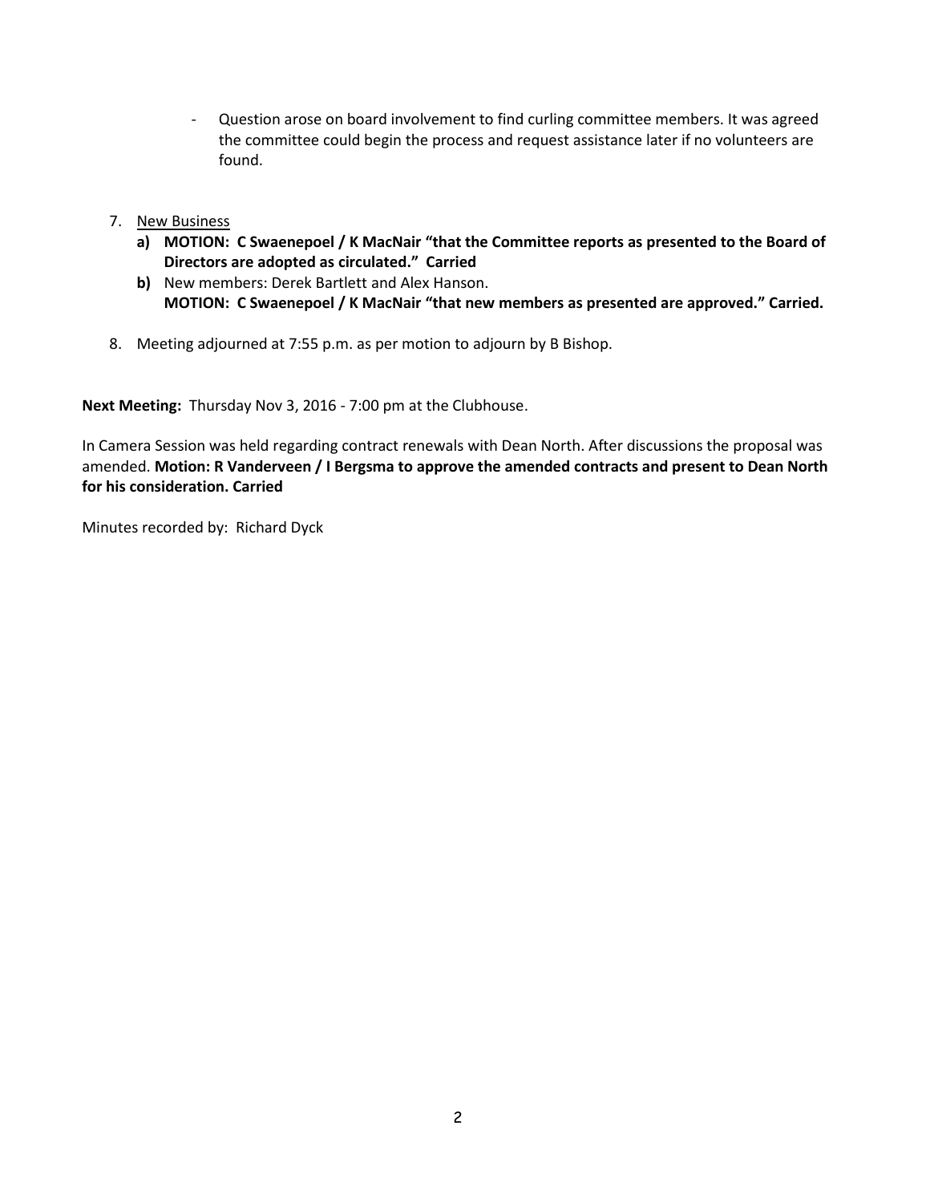- Question arose on board involvement to find curling committee members. It was agreed the committee could begin the process and request assistance later if no volunteers are found.

7. <u>New Business</u>
   a) **MOTION: C Swaenepoel / K MacNair "that the Committee reports as presented to the Board of Directors are adopted as circulated." Carried**
   b) New members: Derek Bartlett and Alex Hanson.
      **MOTION: C Swaenepoel / K MacNair "that new members as presented are approved." Carried.**

8. Meeting adjourned at 7:55 p.m. as per motion to adjourn by B Bishop.

**Next Meeting:** Thursday Nov 3, 2016 - 7:00 pm at the Clubhouse.

In Camera Session was held regarding contract renewals with Dean North. After discussions the proposal was amended. **Motion: R Vanderveen / I Bergsma to approve the amended contracts and present to Dean North for his consideration. Carried**

Minutes recorded by: Richard Dyck